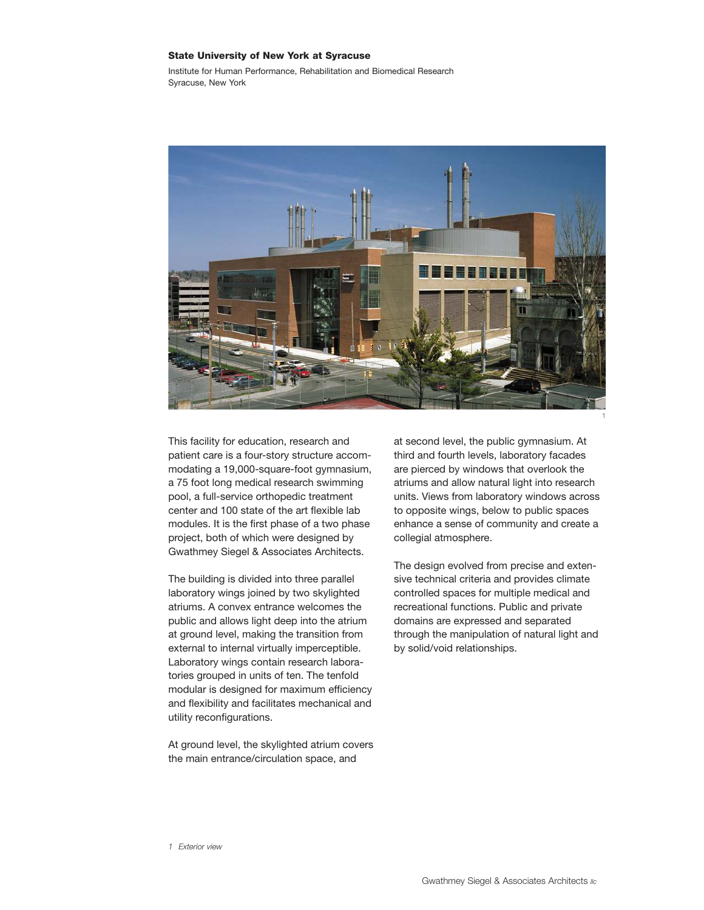**State University of New York at Syracuse**

Institute for Human Performance, Rehabilitation and Biomedical Research
Syracuse, New York

This facility for education, research and patient care is a four-story structure accommodating a 19,000-square-foot gymnasium, a 75 foot long medical research swimming pool, a full-service orthopedic treatment center and 100 state of the art flexible lab modules. It is the first phase of a two phase project, both of which were designed by Gwathmey Siegel & Associates Architects.

The building is divided into three parallel laboratory wings joined by two skylighted atriums. A convex entrance welcomes the public and allows light deep into the atrium at ground level, making the transition from external to internal virtually imperceptible. Laboratory wings contain research laboratories grouped in units of ten. The tenfold modular is designed for maximum efficiency and flexibility and facilitates mechanical and utility reconfigurations.

At ground level, the skylighted atrium covers the main entrance/circulation space, and at second level, the public gymnasium. At third and fourth levels, laboratory facades are pierced by windows that overlook the atriums and allow natural light into research units. Views from laboratory windows across to opposite wings, below to public spaces enhance a sense of community and create a collegial atmosphere.

The design evolved from precise and extensive technical criteria and provides climate controlled spaces for multiple medical and recreational functions. Public and private domains are expressed and separated through the manipulation of natural light and by solid/void relationships.

*1 Exterior view*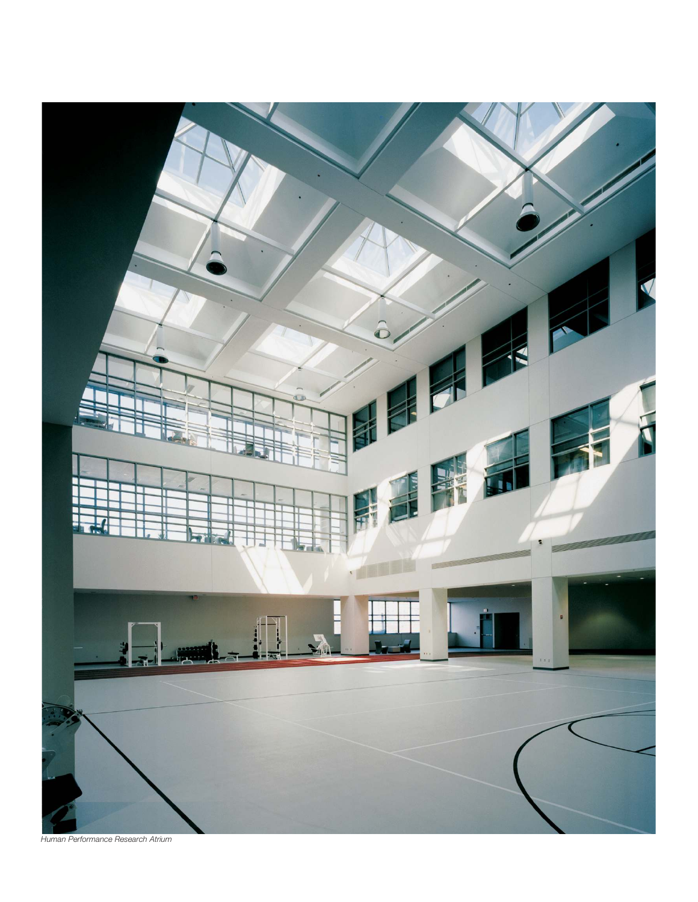*Human Performance Research Atrium*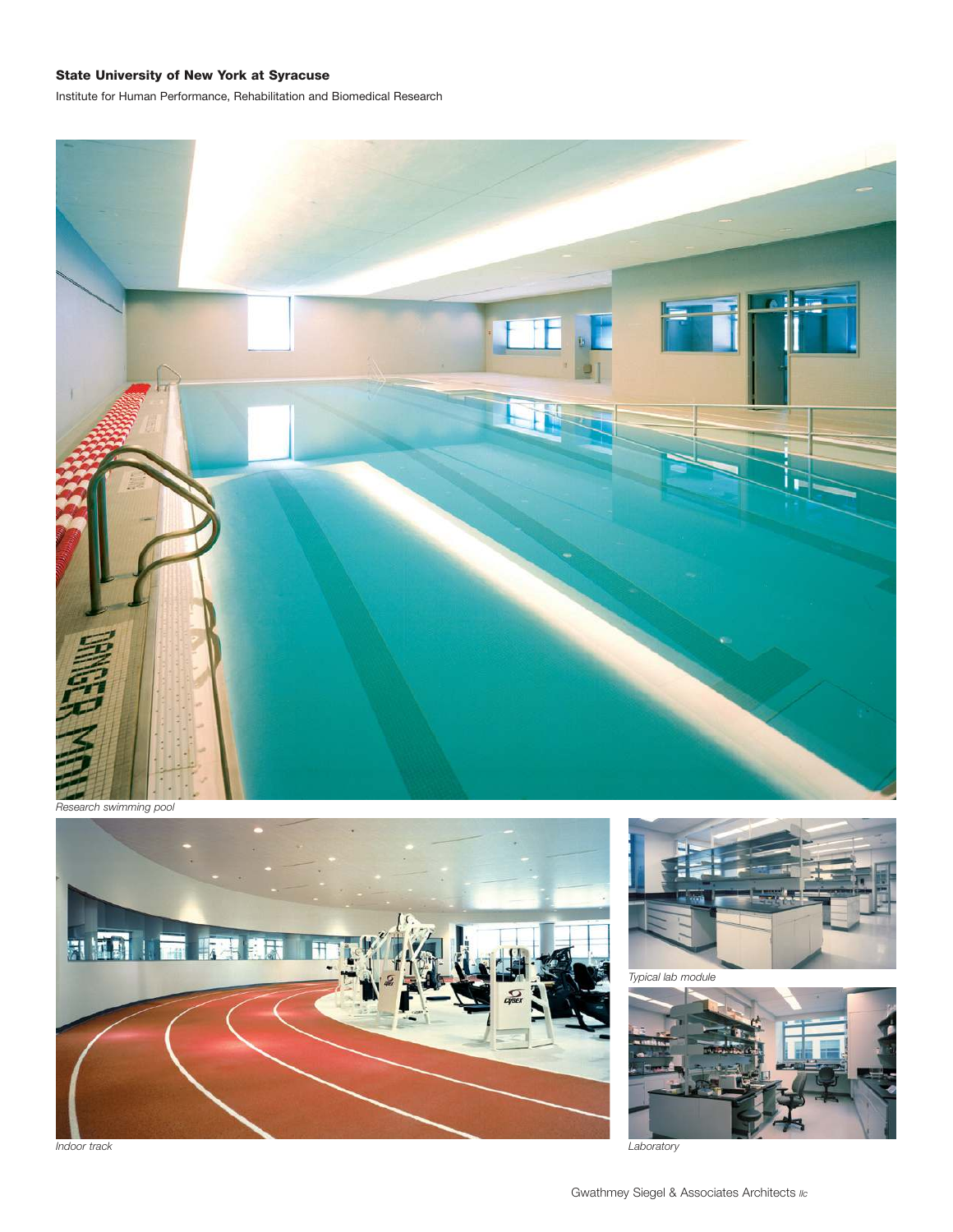**State University of New York at Syracuse**

Institute for Human Performance, Rehabilitation and Biomedical Research

*Research swimming pool*

*Indoor track*

*Typical lab module*

*Laboratory*

Gwathmey Siegel & Associates Architects *llc*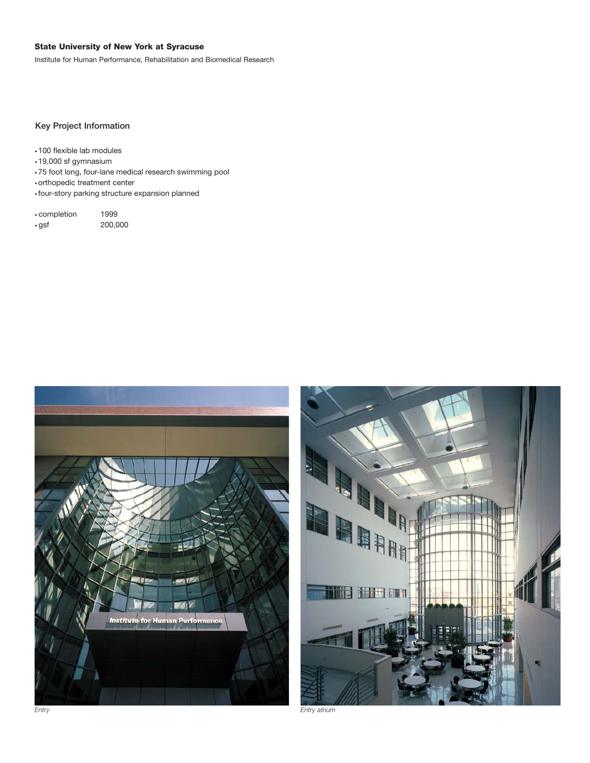**State University of New York at Syracuse**

Institute for Human Performance, Rehabilitation and Biomedical Research

## Key Project Information

- 100 flexible lab modules
- 19,000 sf gymnasium
- 75 foot long, four-lane medical research swimming pool
- orthopedic treatment center
- four-story parking structure expansion planned

| | |
|---|---|
| • completion | 1999 |
| • gsf | 200,000 |

*Entry*

*Entry atrium*